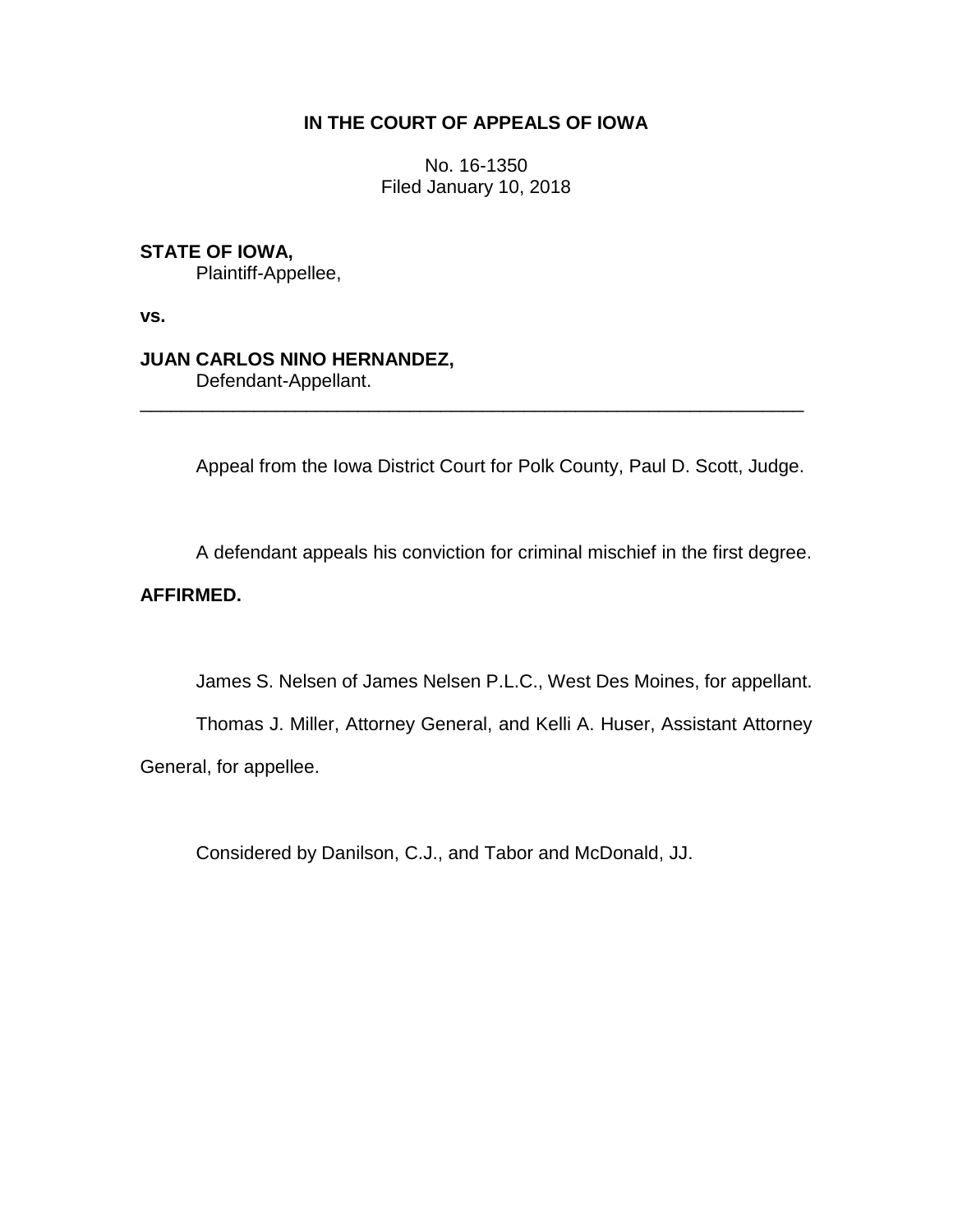**IN THE COURT OF APPEALS OF IOWA**

No. 16-1350
Filed January 10, 2018

**STATE OF IOWA,**
Plaintiff-Appellee,

**vs.**

**JUAN CARLOS NINO HERNANDEZ,**
Defendant-Appellant.

---

Appeal from the Iowa District Court for Polk County, Paul D. Scott, Judge.

A defendant appeals his conviction for criminal mischief in the first degree.

**AFFIRMED.**

James S. Nelsen of James Nelsen P.L.C., West Des Moines, for appellant.

Thomas J. Miller, Attorney General, and Kelli A. Huser, Assistant Attorney General, for appellee.

Considered by Danilson, C.J., and Tabor and McDonald, JJ.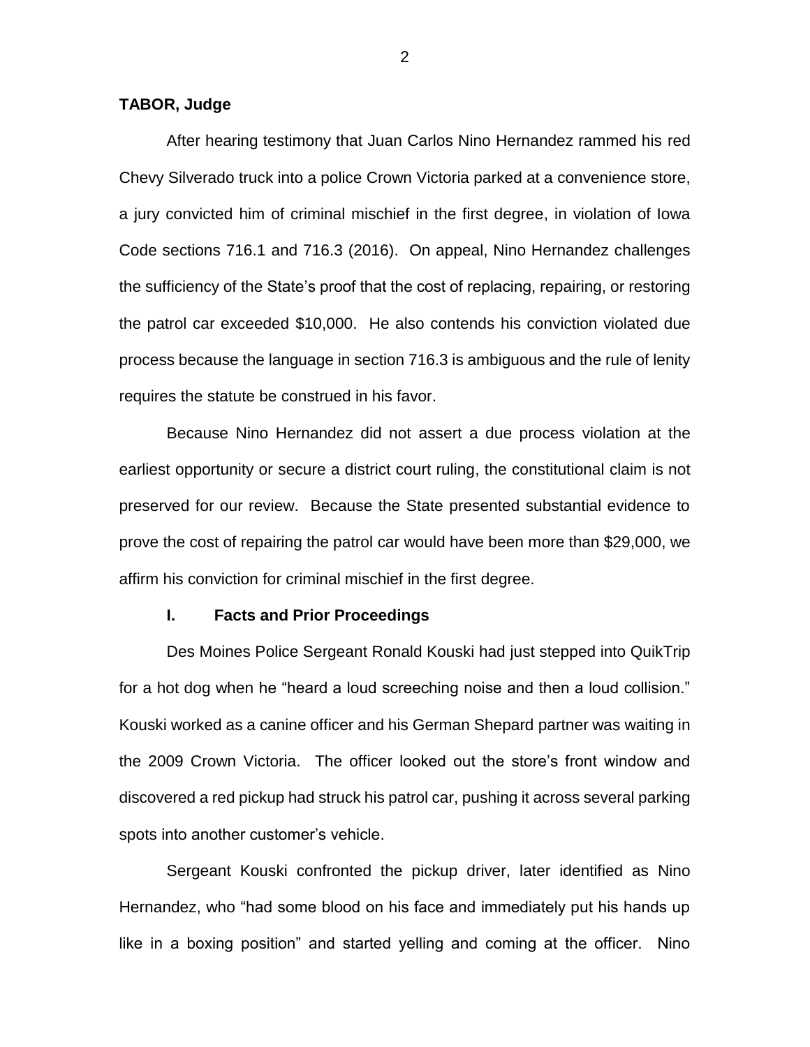**TABOR, Judge**

After hearing testimony that Juan Carlos Nino Hernandez rammed his red Chevy Silverado truck into a police Crown Victoria parked at a convenience store, a jury convicted him of criminal mischief in the first degree, in violation of Iowa Code sections 716.1 and 716.3 (2016). On appeal, Nino Hernandez challenges the sufficiency of the State's proof that the cost of replacing, repairing, or restoring the patrol car exceeded $10,000. He also contends his conviction violated due process because the language in section 716.3 is ambiguous and the rule of lenity requires the statute be construed in his favor.

Because Nino Hernandez did not assert a due process violation at the earliest opportunity or secure a district court ruling, the constitutional claim is not preserved for our review. Because the State presented substantial evidence to prove the cost of repairing the patrol car would have been more than $29,000, we affirm his conviction for criminal mischief in the first degree.

## I. Facts and Prior Proceedings

Des Moines Police Sergeant Ronald Kouski had just stepped into QuikTrip for a hot dog when he "heard a loud screeching noise and then a loud collision." Kouski worked as a canine officer and his German Shepard partner was waiting in the 2009 Crown Victoria. The officer looked out the store's front window and discovered a red pickup had struck his patrol car, pushing it across several parking spots into another customer's vehicle.

Sergeant Kouski confronted the pickup driver, later identified as Nino Hernandez, who "had some blood on his face and immediately put his hands up like in a boxing position" and started yelling and coming at the officer. Nino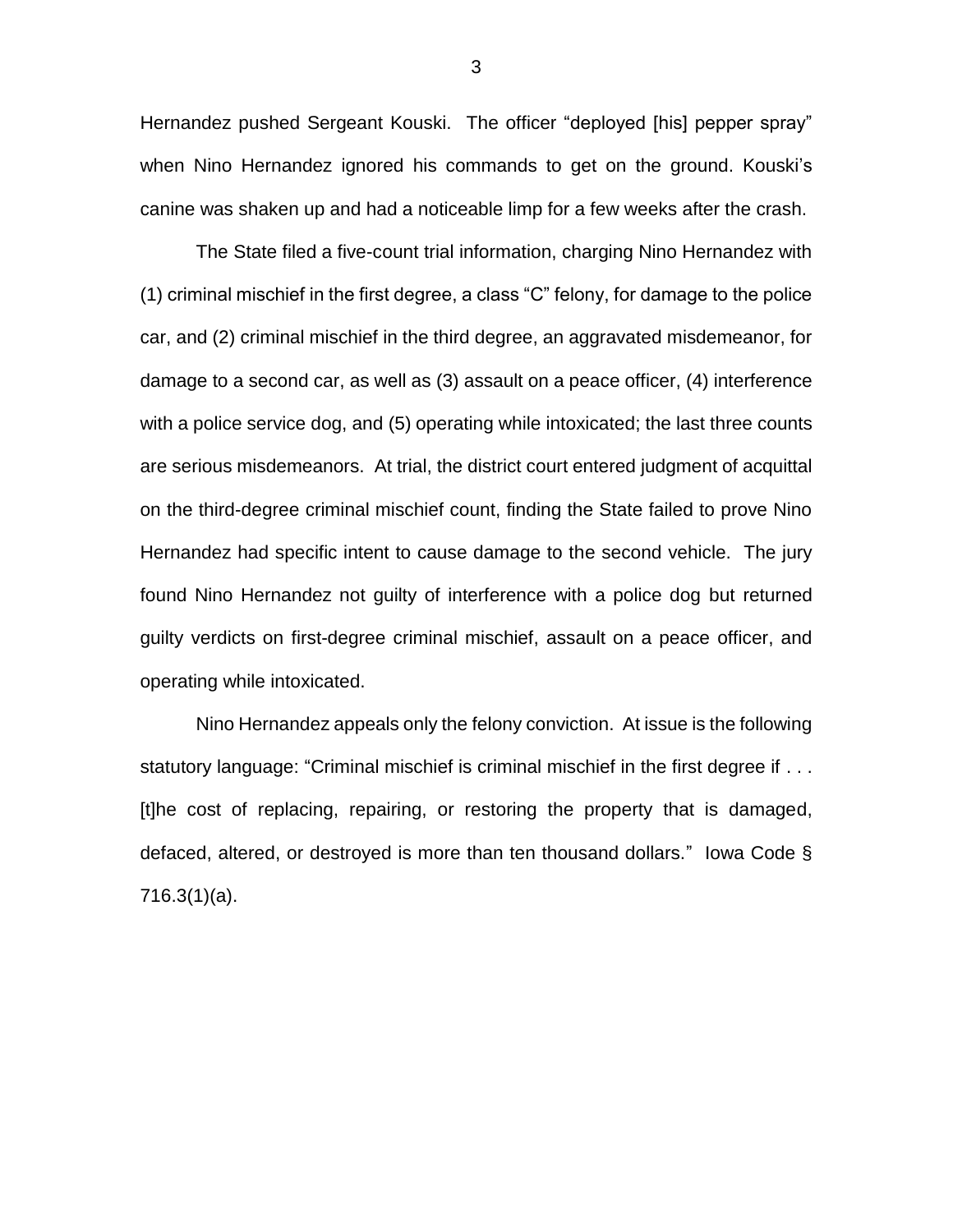Hernandez pushed Sergeant Kouski. The officer "deployed [his] pepper spray" when Nino Hernandez ignored his commands to get on the ground. Kouski's canine was shaken up and had a noticeable limp for a few weeks after the crash.

The State filed a five-count trial information, charging Nino Hernandez with (1) criminal mischief in the first degree, a class "C" felony, for damage to the police car, and (2) criminal mischief in the third degree, an aggravated misdemeanor, for damage to a second car, as well as (3) assault on a peace officer, (4) interference with a police service dog, and (5) operating while intoxicated; the last three counts are serious misdemeanors. At trial, the district court entered judgment of acquittal on the third-degree criminal mischief count, finding the State failed to prove Nino Hernandez had specific intent to cause damage to the second vehicle. The jury found Nino Hernandez not guilty of interference with a police dog but returned guilty verdicts on first-degree criminal mischief, assault on a peace officer, and operating while intoxicated.

Nino Hernandez appeals only the felony conviction. At issue is the following statutory language: "Criminal mischief is criminal mischief in the first degree if . . . [t]he cost of replacing, repairing, or restoring the property that is damaged, defaced, altered, or destroyed is more than ten thousand dollars." Iowa Code § 716.3(1)(a).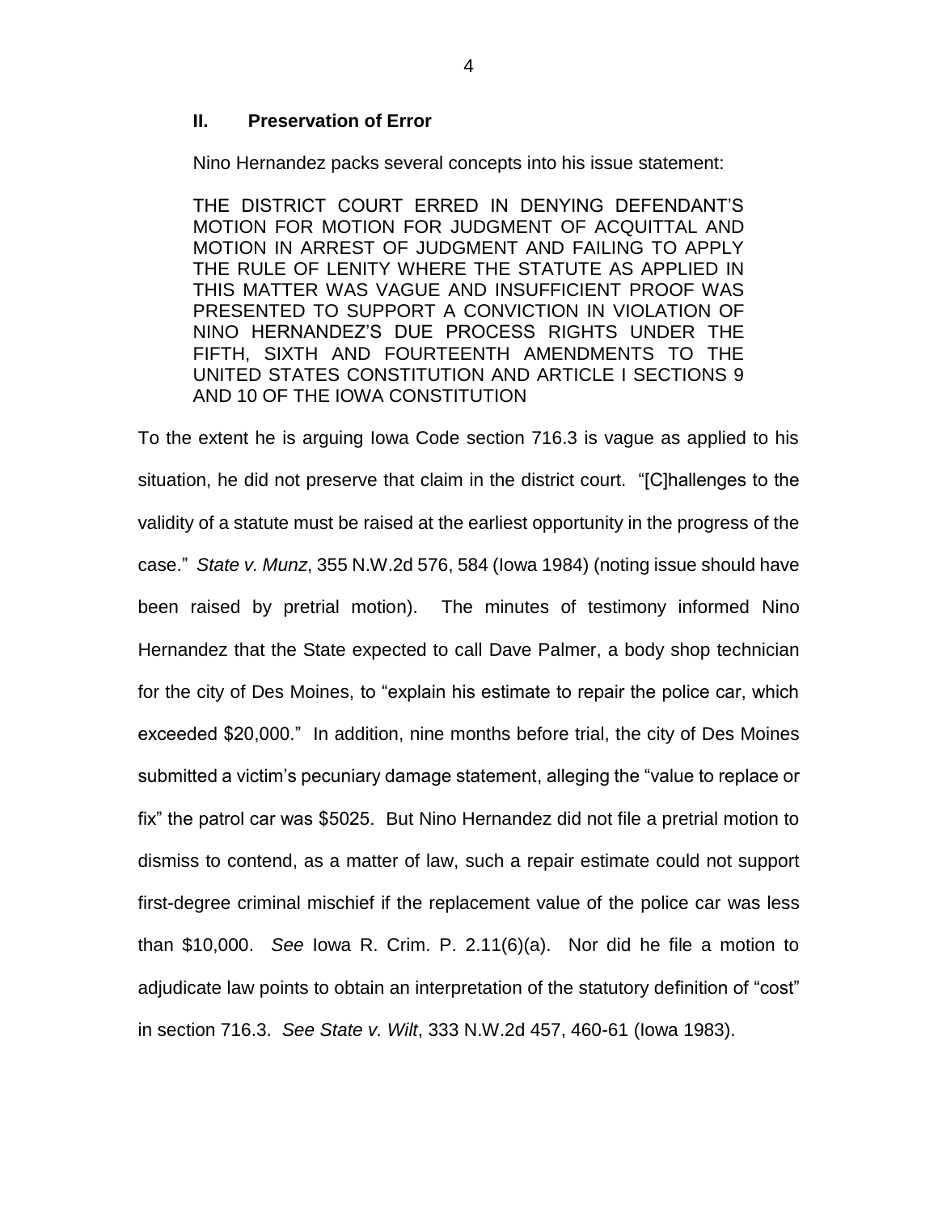## II. Preservation of Error

Nino Hernandez packs several concepts into his issue statement:

> THE DISTRICT COURT ERRED IN DENYING DEFENDANT'S MOTION FOR MOTION FOR JUDGMENT OF ACQUITTAL AND MOTION IN ARREST OF JUDGMENT AND FAILING TO APPLY THE RULE OF LENITY WHERE THE STATUTE AS APPLIED IN THIS MATTER WAS VAGUE AND INSUFFICIENT PROOF WAS PRESENTED TO SUPPORT A CONVICTION IN VIOLATION OF NINO HERNANDEZ'S DUE PROCESS RIGHTS UNDER THE FIFTH, SIXTH AND FOURTEENTH AMENDMENTS TO THE UNITED STATES CONSTITUTION AND ARTICLE I SECTIONS 9 AND 10 OF THE IOWA CONSTITUTION

To the extent he is arguing Iowa Code section 716.3 is vague as applied to his situation, he did not preserve that claim in the district court. "[C]hallenges to the validity of a statute must be raised at the earliest opportunity in the progress of the case." *State v. Munz*, 355 N.W.2d 576, 584 (Iowa 1984) (noting issue should have been raised by pretrial motion). The minutes of testimony informed Nino Hernandez that the State expected to call Dave Palmer, a body shop technician for the city of Des Moines, to "explain his estimate to repair the police car, which exceeded $20,000." In addition, nine months before trial, the city of Des Moines submitted a victim's pecuniary damage statement, alleging the "value to replace or fix" the patrol car was $5025. But Nino Hernandez did not file a pretrial motion to dismiss to contend, as a matter of law, such a repair estimate could not support first-degree criminal mischief if the replacement value of the police car was less than $10,000. *See* Iowa R. Crim. P. 2.11(6)(a). Nor did he file a motion to adjudicate law points to obtain an interpretation of the statutory definition of "cost" in section 716.3. *See State v. Wilt*, 333 N.W.2d 457, 460-61 (Iowa 1983).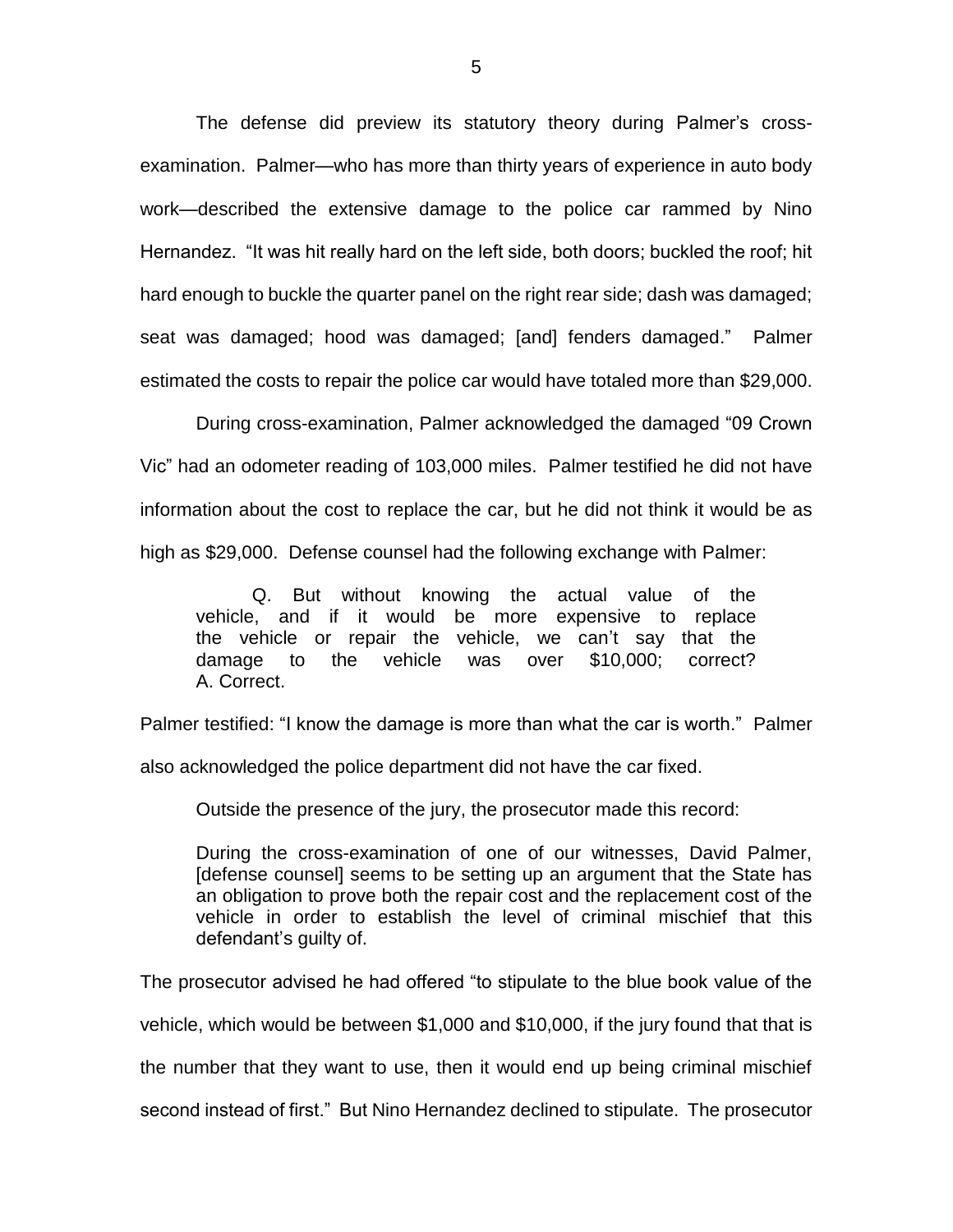The defense did preview its statutory theory during Palmer's cross-examination. Palmer—who has more than thirty years of experience in auto body work—described the extensive damage to the police car rammed by Nino Hernandez. "It was hit really hard on the left side, both doors; buckled the roof; hit hard enough to buckle the quarter panel on the right rear side; dash was damaged; seat was damaged; hood was damaged; [and] fenders damaged." Palmer estimated the costs to repair the police car would have totaled more than $29,000.

During cross-examination, Palmer acknowledged the damaged "09 Crown Vic" had an odometer reading of 103,000 miles. Palmer testified he did not have information about the cost to replace the car, but he did not think it would be as high as $29,000. Defense counsel had the following exchange with Palmer:

> Q. But without knowing the actual value of the vehicle, and if it would be more expensive to replace the vehicle or repair the vehicle, we can't say that the damage to the vehicle was over $10,000; correct?
> A. Correct.

Palmer testified: "I know the damage is more than what the car is worth." Palmer also acknowledged the police department did not have the car fixed.

Outside the presence of the jury, the prosecutor made this record:

> During the cross-examination of one of our witnesses, David Palmer, [defense counsel] seems to be setting up an argument that the State has an obligation to prove both the repair cost and the replacement cost of the vehicle in order to establish the level of criminal mischief that this defendant's guilty of.

The prosecutor advised he had offered "to stipulate to the blue book value of the vehicle, which would be between $1,000 and $10,000, if the jury found that that is the number that they want to use, then it would end up being criminal mischief second instead of first." But Nino Hernandez declined to stipulate. The prosecutor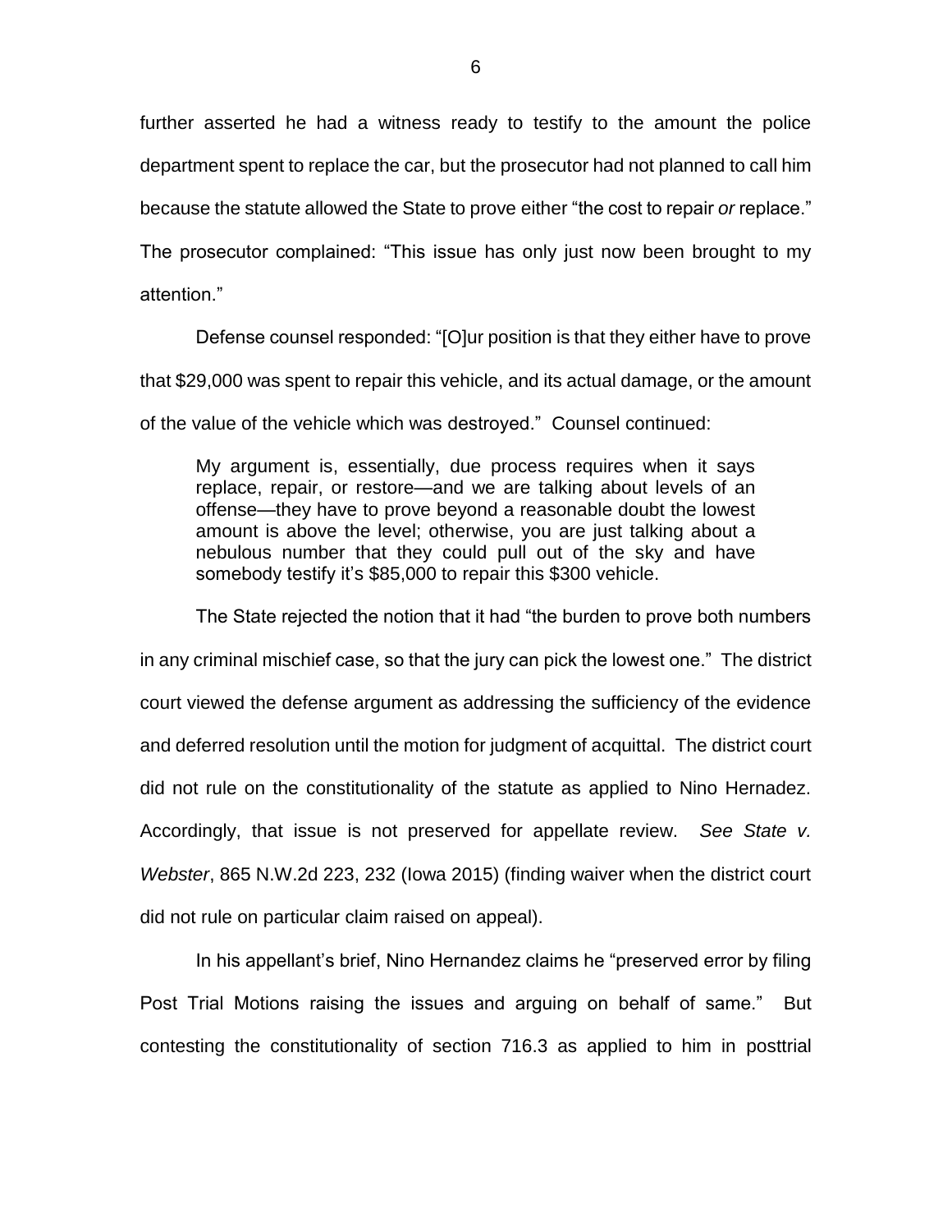further asserted he had a witness ready to testify to the amount the police department spent to replace the car, but the prosecutor had not planned to call him because the statute allowed the State to prove either "the cost to repair *or* replace." The prosecutor complained: "This issue has only just now been brought to my attention."

Defense counsel responded: "[O]ur position is that they either have to prove that $29,000 was spent to repair this vehicle, and its actual damage, or the amount of the value of the vehicle which was destroyed." Counsel continued:

> My argument is, essentially, due process requires when it says replace, repair, or restore—and we are talking about levels of an offense—they have to prove beyond a reasonable doubt the lowest amount is above the level; otherwise, you are just talking about a nebulous number that they could pull out of the sky and have somebody testify it's $85,000 to repair this $300 vehicle.

The State rejected the notion that it had "the burden to prove both numbers in any criminal mischief case, so that the jury can pick the lowest one." The district court viewed the defense argument as addressing the sufficiency of the evidence and deferred resolution until the motion for judgment of acquittal. The district court did not rule on the constitutionality of the statute as applied to Nino Hernadez. Accordingly, that issue is not preserved for appellate review. *See State v. Webster*, 865 N.W.2d 223, 232 (Iowa 2015) (finding waiver when the district court did not rule on particular claim raised on appeal).

In his appellant's brief, Nino Hernandez claims he "preserved error by filing Post Trial Motions raising the issues and arguing on behalf of same." But contesting the constitutionality of section 716.3 as applied to him in posttrial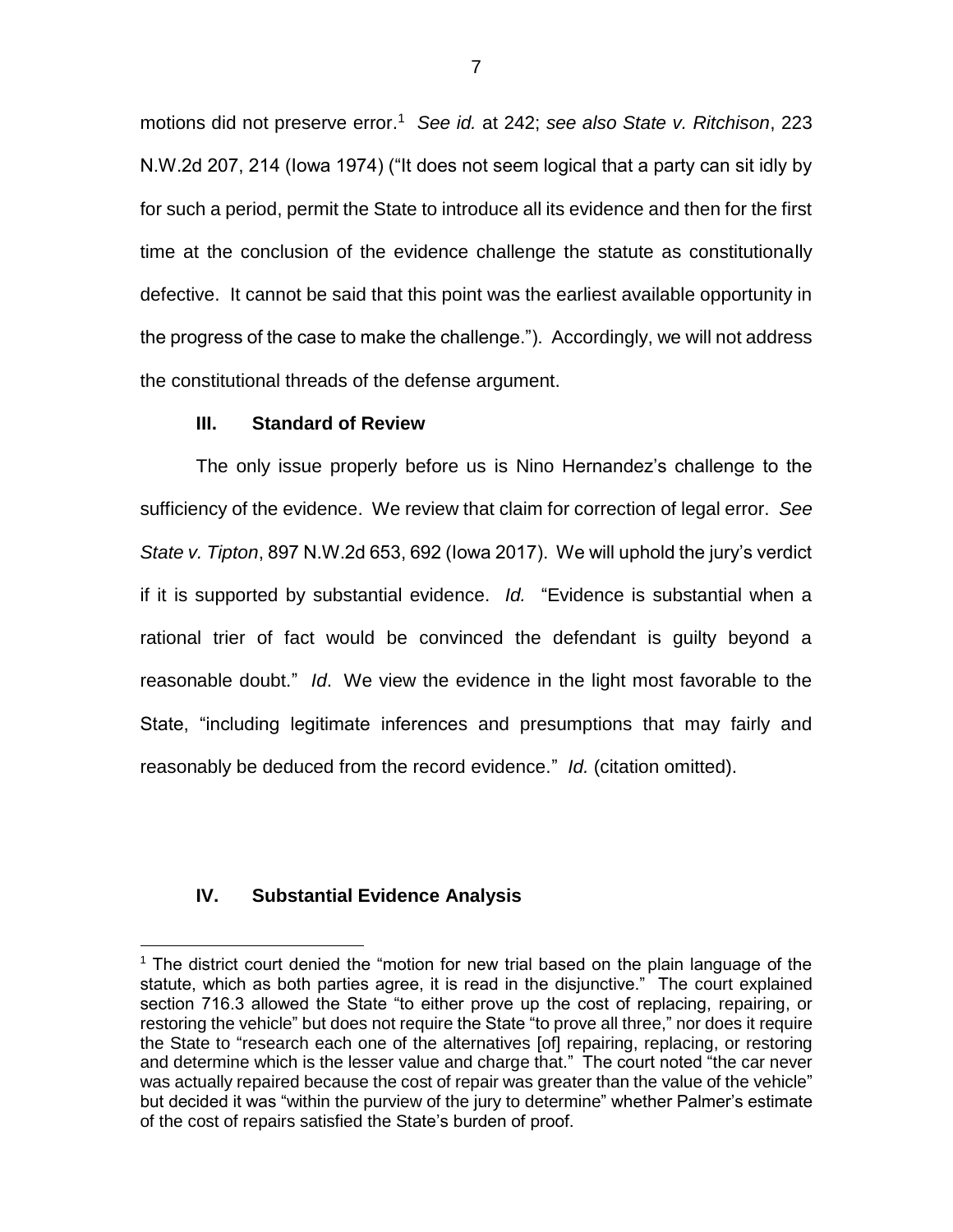motions did not preserve error.[1] *See id.* at 242; *see also State v. Ritchison*, 223 N.W.2d 207, 214 (Iowa 1974) ("It does not seem logical that a party can sit idly by for such a period, permit the State to introduce all its evidence and then for the first time at the conclusion of the evidence challenge the statute as constitutionally defective. It cannot be said that this point was the earliest available opportunity in the progress of the case to make the challenge."). Accordingly, we will not address the constitutional threads of the defense argument.

## III. Standard of Review

The only issue properly before us is Nino Hernandez's challenge to the sufficiency of the evidence. We review that claim for correction of legal error. *See State v. Tipton*, 897 N.W.2d 653, 692 (Iowa 2017). We will uphold the jury's verdict if it is supported by substantial evidence. *Id.* "Evidence is substantial when a rational trier of fact would be convinced the defendant is guilty beyond a reasonable doubt." *Id*. We view the evidence in the light most favorable to the State, "including legitimate inferences and presumptions that may fairly and reasonably be deduced from the record evidence." *Id.* (citation omitted).

## IV. Substantial Evidence Analysis

[1] The district court denied the "motion for new trial based on the plain language of the statute, which as both parties agree, it is read in the disjunctive." The court explained section 716.3 allowed the State "to either prove up the cost of replacing, repairing, or restoring the vehicle" but does not require the State "to prove all three," nor does it require the State to "research each one of the alternatives [of] repairing, replacing, or restoring and determine which is the lesser value and charge that." The court noted "the car never was actually repaired because the cost of repair was greater than the value of the vehicle" but decided it was "within the purview of the jury to determine" whether Palmer's estimate of the cost of repairs satisfied the State's burden of proof.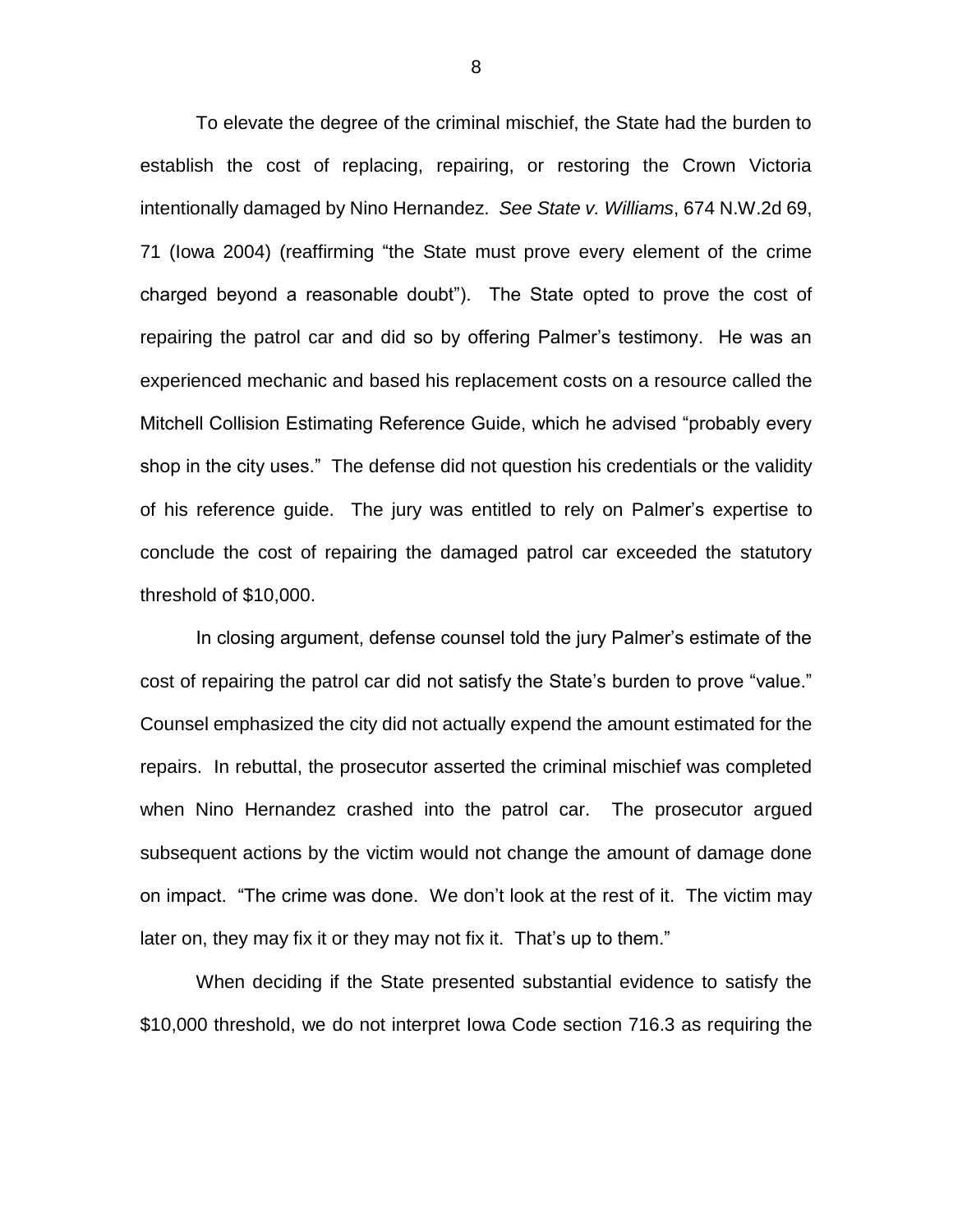To elevate the degree of the criminal mischief, the State had the burden to establish the cost of replacing, repairing, or restoring the Crown Victoria intentionally damaged by Nino Hernandez. *See State v. Williams*, 674 N.W.2d 69, 71 (Iowa 2004) (reaffirming "the State must prove every element of the crime charged beyond a reasonable doubt"). The State opted to prove the cost of repairing the patrol car and did so by offering Palmer's testimony. He was an experienced mechanic and based his replacement costs on a resource called the Mitchell Collision Estimating Reference Guide, which he advised "probably every shop in the city uses." The defense did not question his credentials or the validity of his reference guide. The jury was entitled to rely on Palmer's expertise to conclude the cost of repairing the damaged patrol car exceeded the statutory threshold of $10,000.

In closing argument, defense counsel told the jury Palmer's estimate of the cost of repairing the patrol car did not satisfy the State's burden to prove "value." Counsel emphasized the city did not actually expend the amount estimated for the repairs. In rebuttal, the prosecutor asserted the criminal mischief was completed when Nino Hernandez crashed into the patrol car. The prosecutor argued subsequent actions by the victim would not change the amount of damage done on impact. "The crime was done. We don't look at the rest of it. The victim may later on, they may fix it or they may not fix it. That's up to them."

When deciding if the State presented substantial evidence to satisfy the $10,000 threshold, we do not interpret Iowa Code section 716.3 as requiring the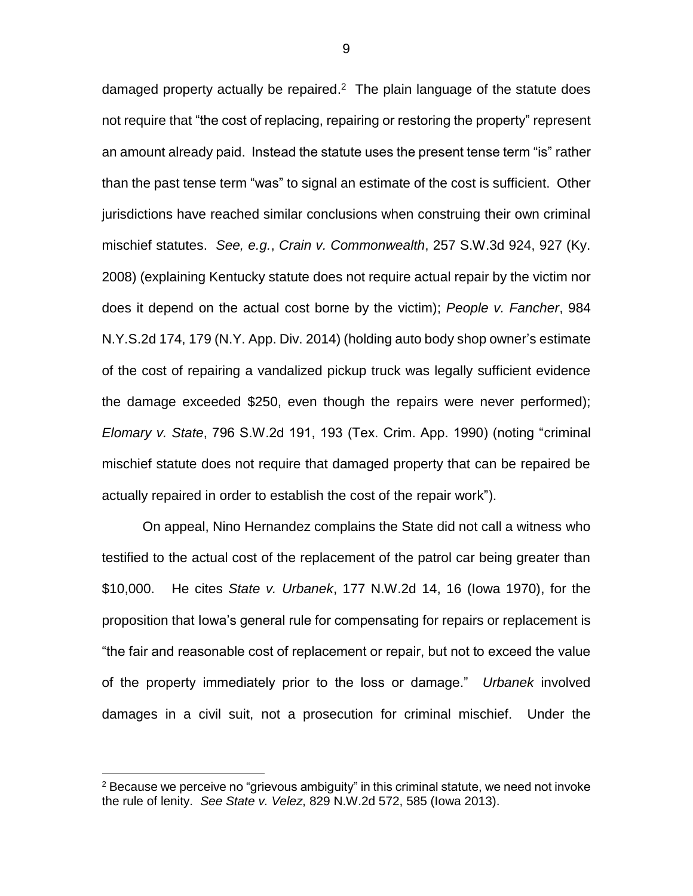damaged property actually be repaired.[2] The plain language of the statute does not require that "the cost of replacing, repairing or restoring the property" represent an amount already paid. Instead the statute uses the present tense term "is" rather than the past tense term "was" to signal an estimate of the cost is sufficient. Other jurisdictions have reached similar conclusions when construing their own criminal mischief statutes. *See, e.g.*, *Crain v. Commonwealth*, 257 S.W.3d 924, 927 (Ky. 2008) (explaining Kentucky statute does not require actual repair by the victim nor does it depend on the actual cost borne by the victim); *People v. Fancher*, 984 N.Y.S.2d 174, 179 (N.Y. App. Div. 2014) (holding auto body shop owner's estimate of the cost of repairing a vandalized pickup truck was legally sufficient evidence the damage exceeded $250, even though the repairs were never performed); *Elomary v. State*, 796 S.W.2d 191, 193 (Tex. Crim. App. 1990) (noting "criminal mischief statute does not require that damaged property that can be repaired be actually repaired in order to establish the cost of the repair work").

On appeal, Nino Hernandez complains the State did not call a witness who testified to the actual cost of the replacement of the patrol car being greater than $10,000. He cites *State v. Urbanek*, 177 N.W.2d 14, 16 (Iowa 1970), for the proposition that Iowa's general rule for compensating for repairs or replacement is "the fair and reasonable cost of replacement or repair, but not to exceed the value of the property immediately prior to the loss or damage." *Urbanek* involved damages in a civil suit, not a prosecution for criminal mischief. Under the

---

[2] Because we perceive no "grievous ambiguity" in this criminal statute, we need not invoke the rule of lenity. *See State v. Velez*, 829 N.W.2d 572, 585 (Iowa 2013).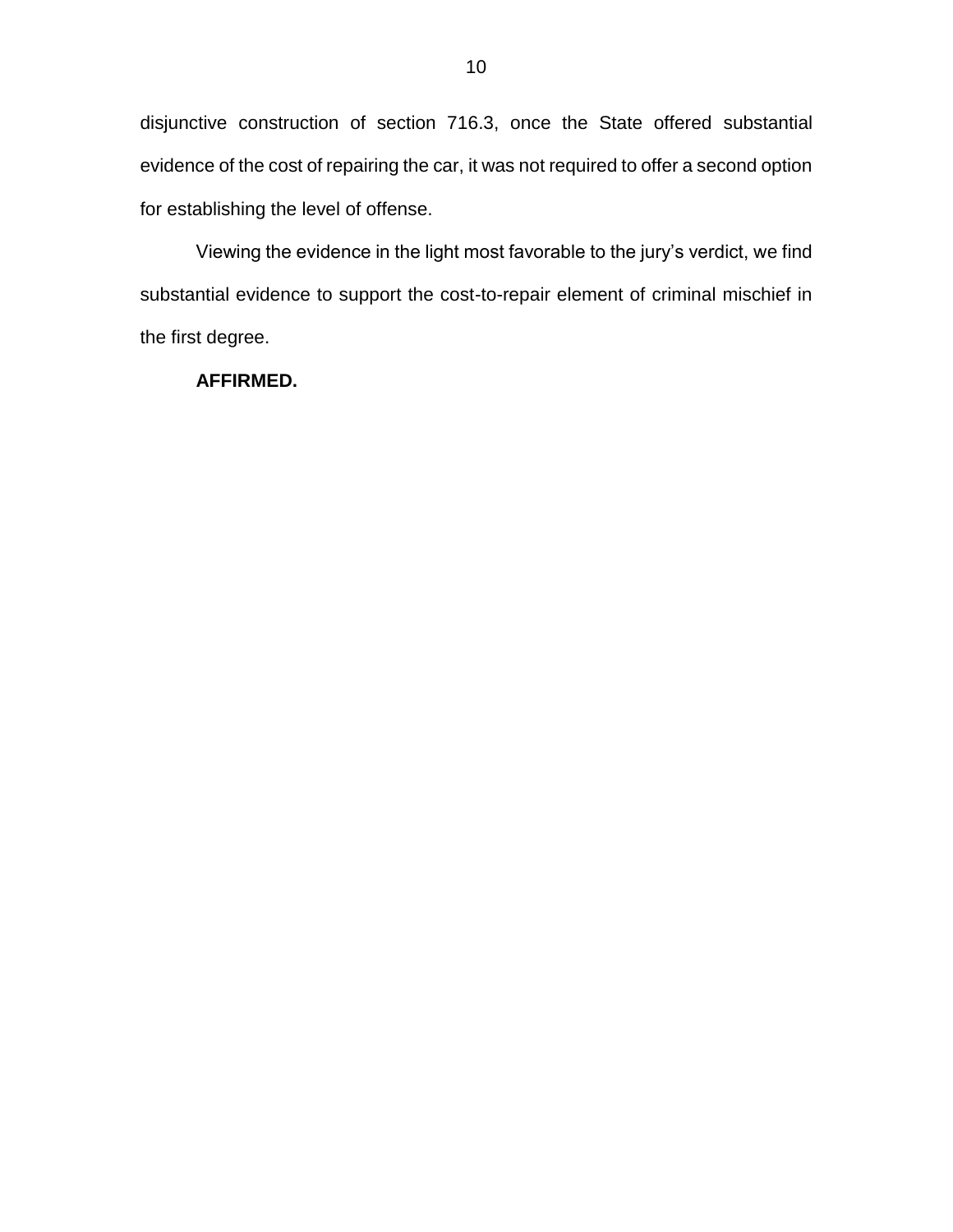disjunctive construction of section 716.3, once the State offered substantial evidence of the cost of repairing the car, it was not required to offer a second option for establishing the level of offense.

Viewing the evidence in the light most favorable to the jury's verdict, we find substantial evidence to support the cost-to-repair element of criminal mischief in the first degree.

**AFFIRMED.**